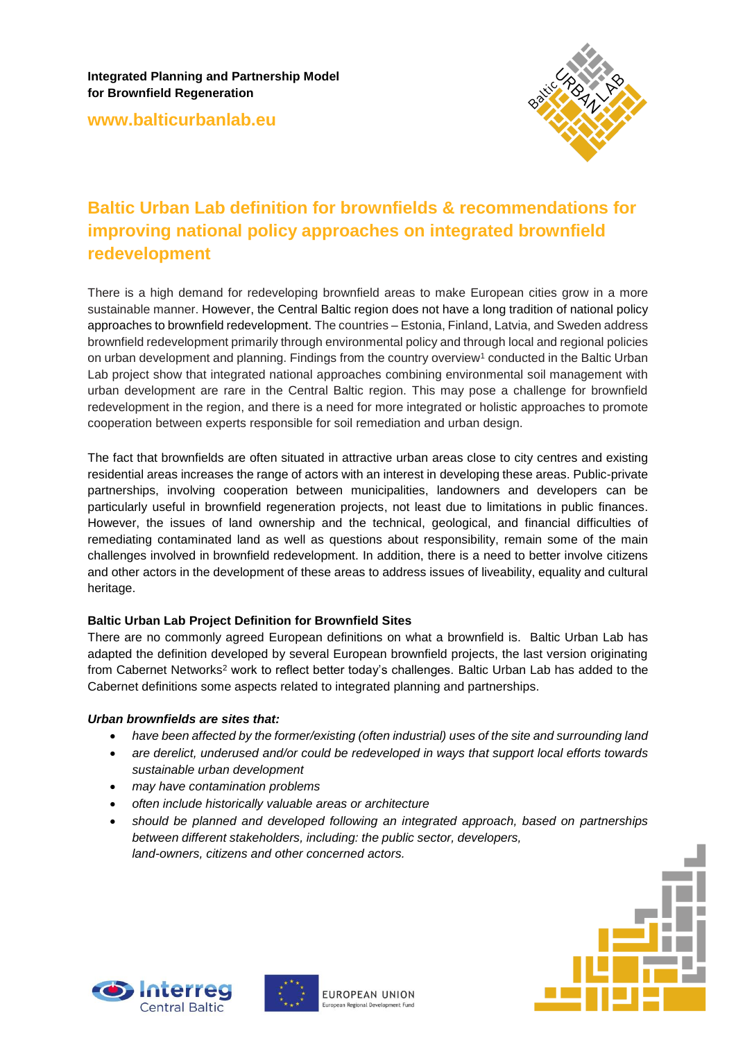**Integrated Planning and Partnership Model for Brownfield Regeneration**

**www.balticurbanlab.eu**

# Baltic Urban Lab definition for brownfields & recommendations for improving national policy approaches on integrated brownfield redevelopment

There is a high demand for redeveloping brownfield areas to make European cities grow in a more sustainable manner. However, the Central Baltic region does not have a long tradition of national policy approaches to brownfield redevelopment. The countries – Estonia, Finland, Latvia, and Sweden address brownfield redevelopment primarily through environmental policy and through local and regional policies on urban development and planning. Findings from the country overview[1] conducted in the Baltic Urban Lab project show that integrated national approaches combining environmental soil management with urban development are rare in the Central Baltic region. This may pose a challenge for brownfield redevelopment in the region, and there is a need for more integrated or holistic approaches to promote cooperation between experts responsible for soil remediation and urban design.

The fact that brownfields are often situated in attractive urban areas close to city centres and existing residential areas increases the range of actors with an interest in developing these areas. Public-private partnerships, involving cooperation between municipalities, landowners and developers can be particularly useful in brownfield regeneration projects, not least due to limitations in public finances. However, the issues of land ownership and the technical, geological, and financial difficulties of remediating contaminated land as well as questions about responsibility, remain some of the main challenges involved in brownfield redevelopment. In addition, there is a need to better involve citizens and other actors in the development of these areas to address issues of liveability, equality and cultural heritage.

### Baltic Urban Lab Project Definition for Brownfield Sites

There are no commonly agreed European definitions on what a brownfield is. Baltic Urban Lab has adapted the definition developed by several European brownfield projects, the last version originating from Cabernet Networks[2] work to reflect better today's challenges. Baltic Urban Lab has added to the Cabernet definitions some aspects related to integrated planning and partnerships.

***Urban brownfields are sites that:***

- *have been affected by the former/existing (often industrial) uses of the site and surrounding land*
- *are derelict, underused and/or could be redeveloped in ways that support local efforts towards sustainable urban development*
- *may have contamination problems*
- *often include historically valuable areas or architecture*
- *should be planned and developed following an integrated approach, based on partnerships between different stakeholders, including: the public sector, developers, land-owners, citizens and other concerned actors.*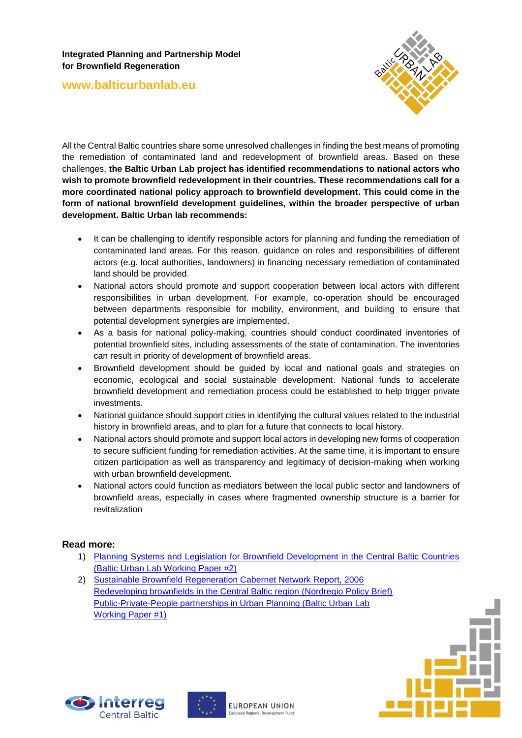**Integrated Planning and Partnership Model for Brownfield Regeneration**

**www.balticurbanlab.eu**

All the Central Baltic countries share some unresolved challenges in finding the best means of promoting the remediation of contaminated land and redevelopment of brownfield areas. Based on these challenges, **the Baltic Urban Lab project has identified recommendations to national actors who wish to promote brownfield redevelopment in their countries. These recommendations call for a more coordinated national policy approach to brownfield development. This could come in the form of national brownfield development guidelines, within the broader perspective of urban development. Baltic Urban lab recommends:**

- It can be challenging to identify responsible actors for planning and funding the remediation of contaminated land areas. For this reason, guidance on roles and responsibilities of different actors (e.g. local authorities, landowners) in financing necessary remediation of contaminated land should be provided.
- National actors should promote and support cooperation between local actors with different responsibilities in urban development. For example, co-operation should be encouraged between departments responsible for mobility, environment, and building to ensure that potential development synergies are implemented.
- As a basis for national policy-making, countries should conduct coordinated inventories of potential brownfield sites, including assessments of the state of contamination. The inventories can result in priority of development of brownfield areas.
- Brownfield development should be guided by local and national goals and strategies on economic, ecological and social sustainable development. National funds to accelerate brownfield development and remediation process could be established to help trigger private investments.
- National guidance should support cities in identifying the cultural values related to the industrial history in brownfield areas, and to plan for a future that connects to local history.
- National actors should promote and support local actors in developing new forms of cooperation to secure sufficient funding for remediation activities. At the same time, it is important to ensure citizen participation as well as transparency and legitimacy of decision-making when working with urban brownfield development.
- National actors could function as mediators between the local public sector and landowners of brownfield areas, especially in cases where fragmented ownership structure is a barrier for revitalization

**Read more:**

1) Planning Systems and Legislation for Brownfield Development in the Central Baltic Countries (Baltic Urban Lab Working Paper #2)
2) Sustainable Brownfield Regeneration Cabernet Network Report, 2006
   Redeveloping brownfields in the Central Baltic region (Nordregio Policy Brief)
   Public-Private-People partnerships in Urban Planning (Baltic Urban Lab Working Paper #1)

Interreg Central Baltic

EUROPEAN UNION
European Regional Development Fund